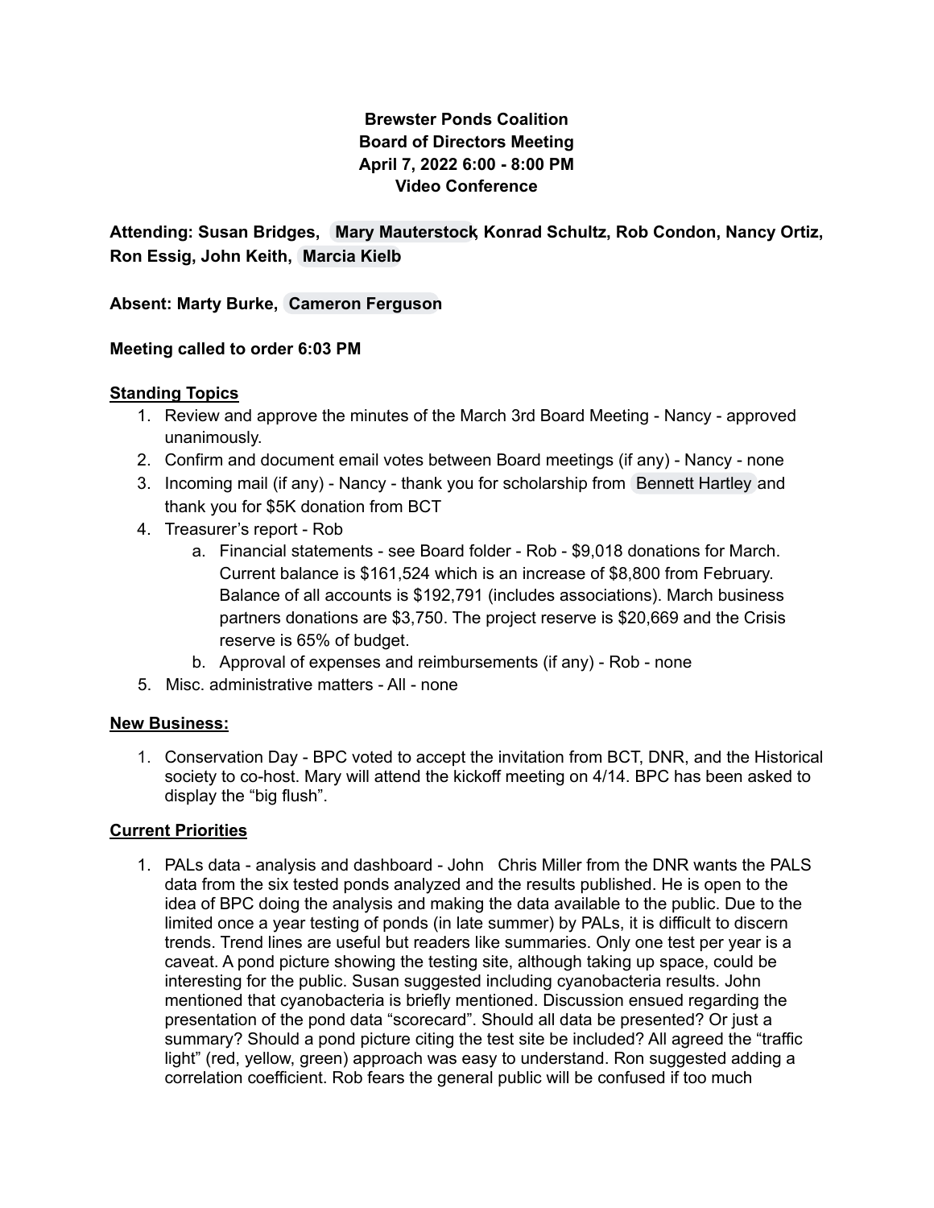**Brewster Ponds Coalition**
**Board of Directors Meeting**
**April 7, 2022 6:00 - 8:00 PM**
**Video Conference**

**Attending: Susan Bridges, Mary Mauterstock, Konrad Schultz, Rob Condon, Nancy Ortiz, Ron Essig, John Keith, Marcia Kielb**

**Absent: Marty Burke, Cameron Ferguson**

**Meeting called to order 6:03 PM**

## Standing Topics

1. Review and approve the minutes of the March 3rd Board Meeting - Nancy - approved unanimously.
2. Confirm and document email votes between Board meetings (if any) - Nancy - none
3. Incoming mail (if any) - Nancy - thank you for scholarship from Bennett Hartley and thank you for $5K donation from BCT
4. Treasurer's report - Rob
   a. Financial statements - see Board folder - Rob - $9,018 donations for March. Current balance is $161,524 which is an increase of $8,800 from February. Balance of all accounts is $192,791 (includes associations). March business partners donations are $3,750. The project reserve is $20,669 and the Crisis reserve is 65% of budget.
   b. Approval of expenses and reimbursements (if any) - Rob - none
5. Misc. administrative matters - All - none

## New Business:

1. Conservation Day - BPC voted to accept the invitation from BCT, DNR, and the Historical society to co-host. Mary will attend the kickoff meeting on 4/14. BPC has been asked to display the "big flush".

## Current Priorities

1. PALs data - analysis and dashboard - John Chris Miller from the DNR wants the PALS data from the six tested ponds analyzed and the results published. He is open to the idea of BPC doing the analysis and making the data available to the public. Due to the limited once a year testing of ponds (in late summer) by PALs, it is difficult to discern trends. Trend lines are useful but readers like summaries. Only one test per year is a caveat. A pond picture showing the testing site, although taking up space, could be interesting for the public. Susan suggested including cyanobacteria results. John mentioned that cyanobacteria is briefly mentioned. Discussion ensued regarding the presentation of the pond data "scorecard". Should all data be presented? Or just a summary? Should a pond picture citing the test site be included? All agreed the "traffic light" (red, yellow, green) approach was easy to understand. Ron suggested adding a correlation coefficient. Rob fears the general public will be confused if too much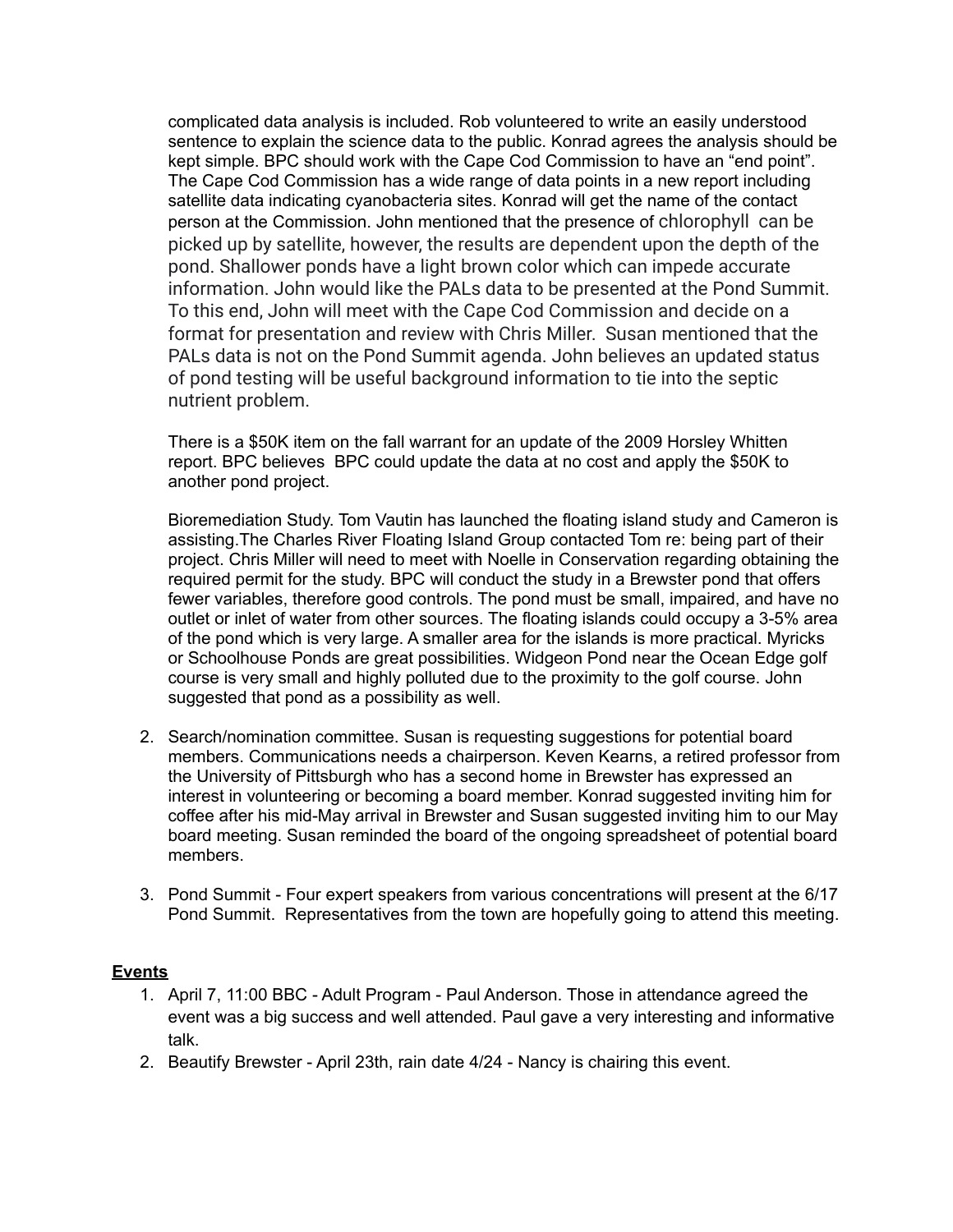complicated data analysis is included. Rob volunteered to write an easily understood sentence to explain the science data to the public. Konrad agrees the analysis should be kept simple. BPC should work with the Cape Cod Commission to have an "end point". The Cape Cod Commission has a wide range of data points in a new report including satellite data indicating cyanobacteria sites. Konrad will get the name of the contact person at the Commission. John mentioned that the presence of chlorophyll can be picked up by satellite, however, the results are dependent upon the depth of the pond. Shallower ponds have a light brown color which can impede accurate information. John would like the PALs data to be presented at the Pond Summit. To this end, John will meet with the Cape Cod Commission and decide on a format for presentation and review with Chris Miller. Susan mentioned that the PALs data is not on the Pond Summit agenda. John believes an updated status of pond testing will be useful background information to tie into the septic nutrient problem.

There is a $50K item on the fall warrant for an update of the 2009 Horsley Whitten report. BPC believes BPC could update the data at no cost and apply the $50K to another pond project.

Bioremediation Study. Tom Vautin has launched the floating island study and Cameron is assisting.The Charles River Floating Island Group contacted Tom re: being part of their project. Chris Miller will need to meet with Noelle in Conservation regarding obtaining the required permit for the study. BPC will conduct the study in a Brewster pond that offers fewer variables, therefore good controls. The pond must be small, impaired, and have no outlet or inlet of water from other sources. The floating islands could occupy a 3-5% area of the pond which is very large. A smaller area for the islands is more practical. Myricks or Schoolhouse Ponds are great possibilities. Widgeon Pond near the Ocean Edge golf course is very small and highly polluted due to the proximity to the golf course. John suggested that pond as a possibility as well.

2. Search/nomination committee. Susan is requesting suggestions for potential board members. Communications needs a chairperson. Keven Kearns, a retired professor from the University of Pittsburgh who has a second home in Brewster has expressed an interest in volunteering or becoming a board member. Konrad suggested inviting him for coffee after his mid-May arrival in Brewster and Susan suggested inviting him to our May board meeting. Susan reminded the board of the ongoing spreadsheet of potential board members.
3. Pond Summit - Four expert speakers from various concentrations will present at the 6/17 Pond Summit. Representatives from the town are hopefully going to attend this meeting.

**Events**

1. April 7, 11:00 BBC - Adult Program - Paul Anderson. Those in attendance agreed the event was a big success and well attended. Paul gave a very interesting and informative talk.
2. Beautify Brewster - April 23th, rain date 4/24 - Nancy is chairing this event.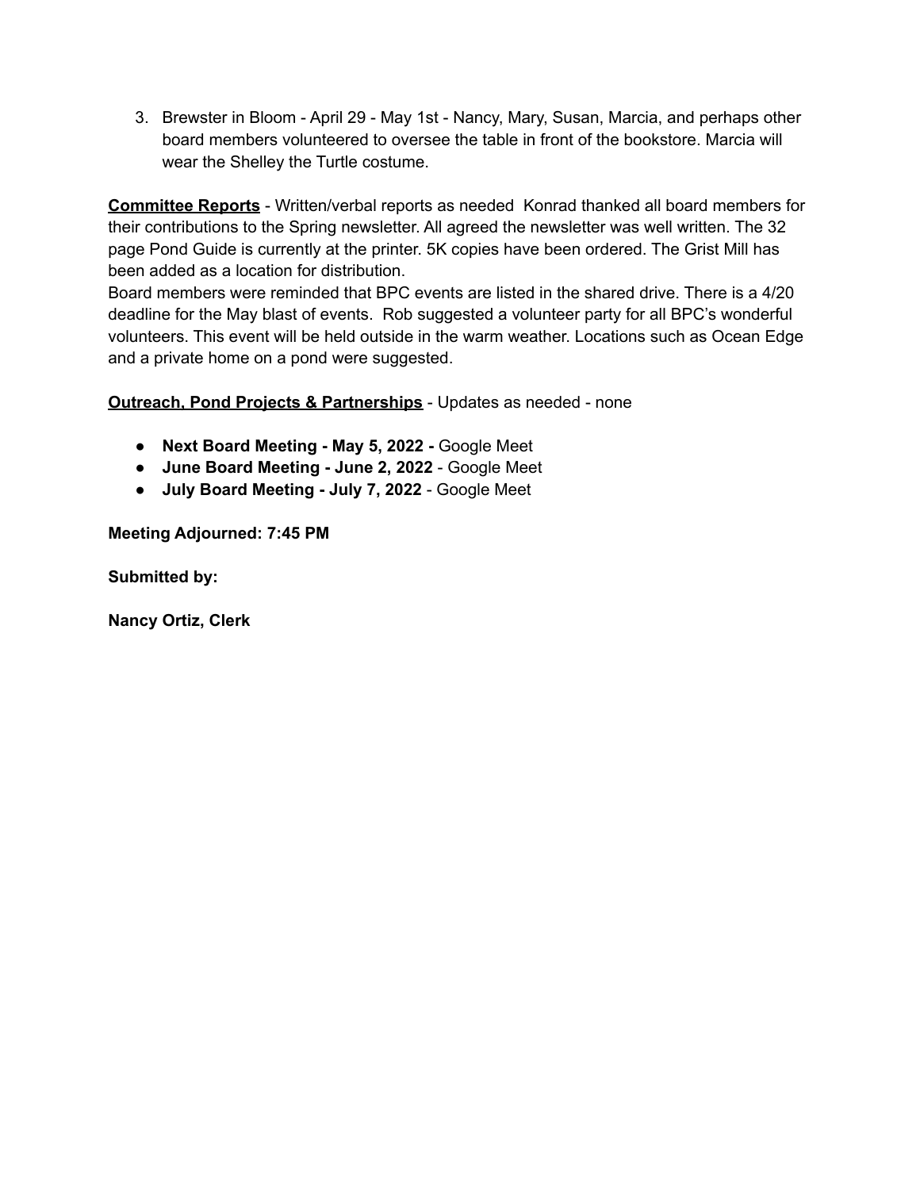3. Brewster in Bloom - April 29 - May 1st - Nancy, Mary, Susan, Marcia, and perhaps other board members volunteered to oversee the table in front of the bookstore. Marcia will wear the Shelley the Turtle costume.

**<u>Committee Reports</u>** - Written/verbal reports as needed  Konrad thanked all board members for their contributions to the Spring newsletter. All agreed the newsletter was well written. The 32 page Pond Guide is currently at the printer. 5K copies have been ordered. The Grist Mill has been added as a location for distribution.
Board members were reminded that BPC events are listed in the shared drive. There is a 4/20 deadline for the May blast of events.  Rob suggested a volunteer party for all BPC's wonderful volunteers. This event will be held outside in the warm weather. Locations such as Ocean Edge and a private home on a pond were suggested.

**<u>Outreach, Pond Projects & Partnerships</u>** - Updates as needed - none

- **Next Board Meeting - May 5, 2022 -** Google Meet
- **June Board Meeting - June 2, 2022** - Google Meet
- **July Board Meeting - July 7, 2022** - Google Meet

**Meeting Adjourned: 7:45 PM**

**Submitted by:**

**Nancy Ortiz, Clerk**